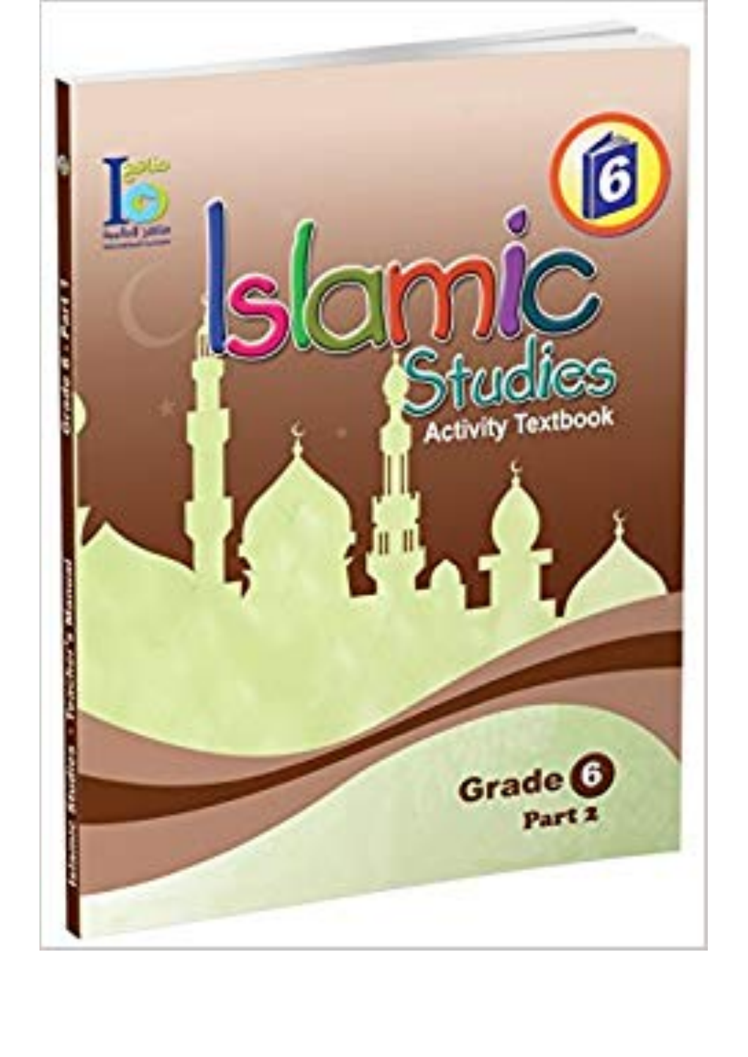# Islamic Studies

## Activity Textbook

6

Grade 6

Part 2

Islamic Studies - Teacher's Manual

Grade 6 - Part 1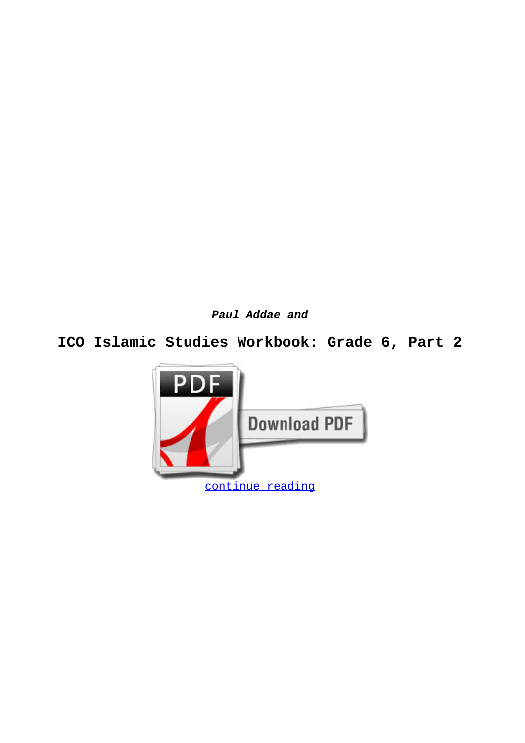***Paul Addae and***

**ICO Islamic Studies Workbook: Grade 6, Part 2**

continue reading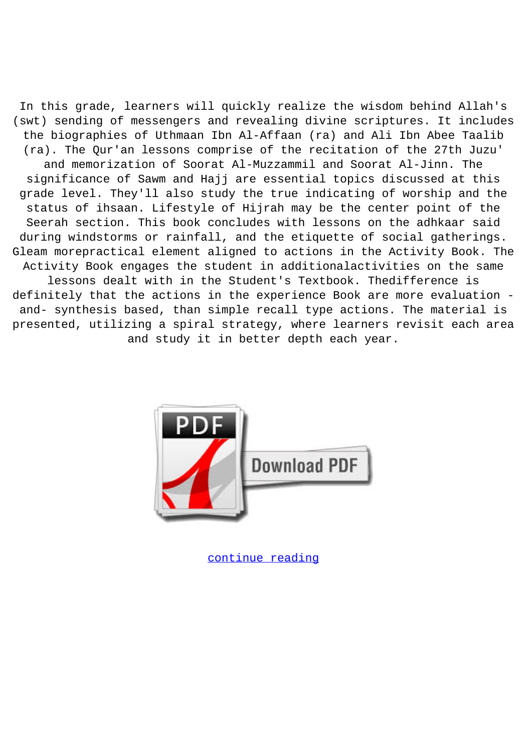In this grade, learners will quickly realize the wisdom behind Allah's (swt) sending of messengers and revealing divine scriptures. It includes the biographies of Uthmaan Ibn Al-Affaan (ra) and Ali Ibn Abee Taalib (ra). The Qur'an lessons comprise of the recitation of the 27th Juzu' and memorization of Soorat Al-Muzzammil and Soorat Al-Jinn. The significance of Sawm and Hajj are essential topics discussed at this grade level. They'll also study the true indicating of worship and the status of ihsaan. Lifestyle of Hijrah may be the center point of the Seerah section. This book concludes with lessons on the adhkaar said during windstorms or rainfall, and the etiquette of social gatherings. Gleam morepractical element aligned to actions in the Activity Book. The Activity Book engages the student in additionalactivities on the same lessons dealt with in the Student's Textbook. Thedifference is definitely that the actions in the experience Book are more evaluation - and- synthesis based, than simple recall type actions. The material is presented, utilizing a spiral strategy, where learners revisit each area and study it in better depth each year.

Download PDF

continue reading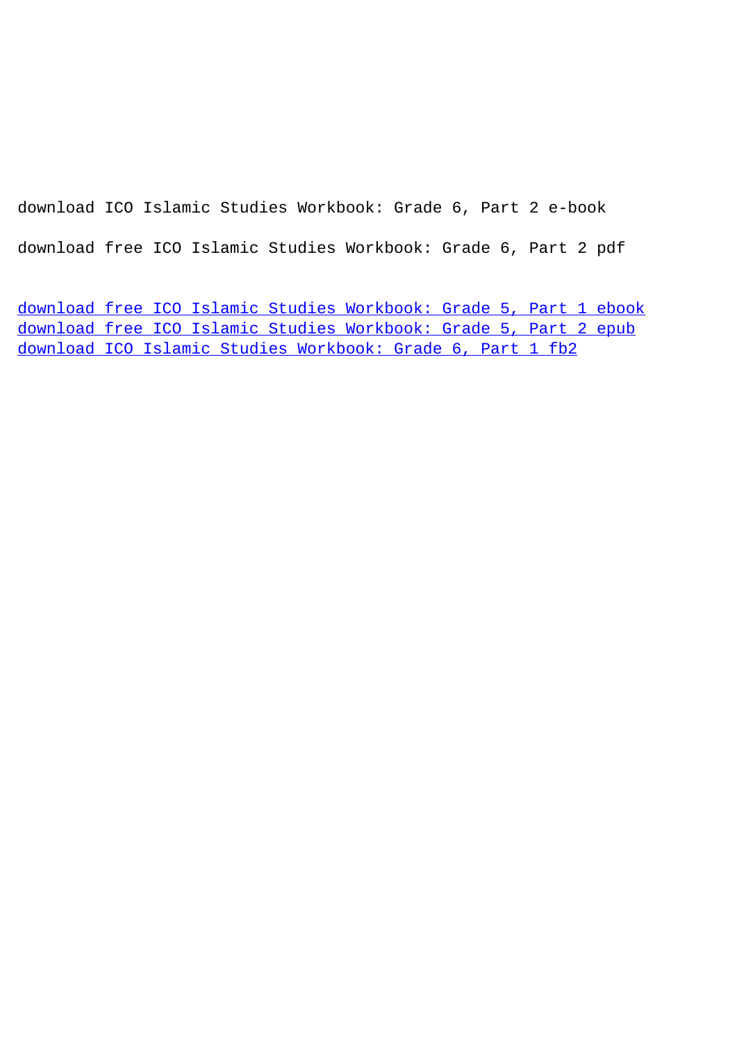download ICO Islamic Studies Workbook: Grade 6, Part 2 e-book

download free ICO Islamic Studies Workbook: Grade 6, Part 2 pdf

download free ICO Islamic Studies Workbook: Grade 5, Part 1 ebook
download free ICO Islamic Studies Workbook: Grade 5, Part 2 epub
download ICO Islamic Studies Workbook: Grade 6, Part 1 fb2